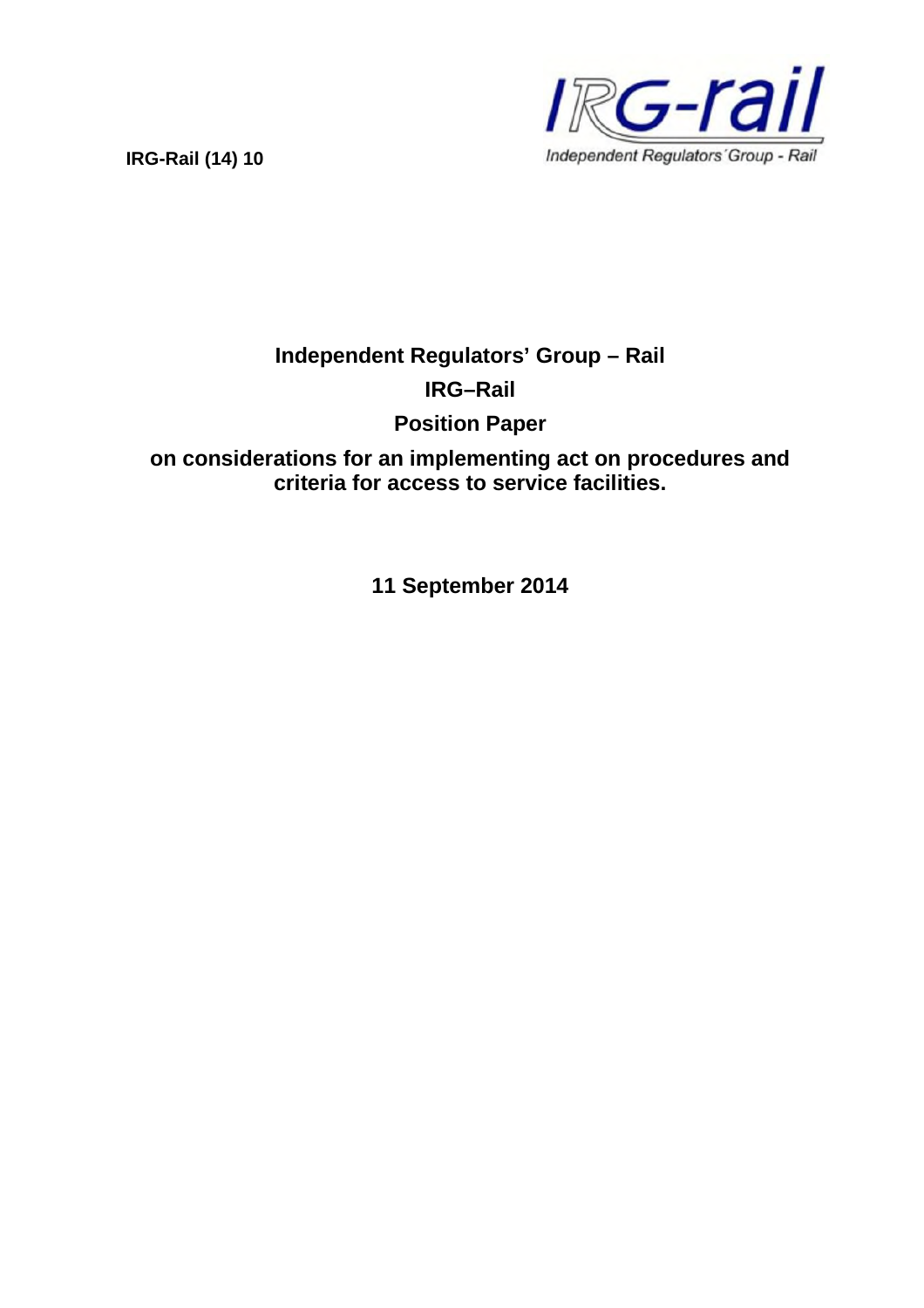**IRG-Rail (14) 10**

IRG-rail

Independent Regulators´Group - Rail

# Independent Regulators' Group – Rail

# IRG–Rail

# Position Paper

# on considerations for an implementing act on procedures and criteria for access to service facilities.

**11 September 2014**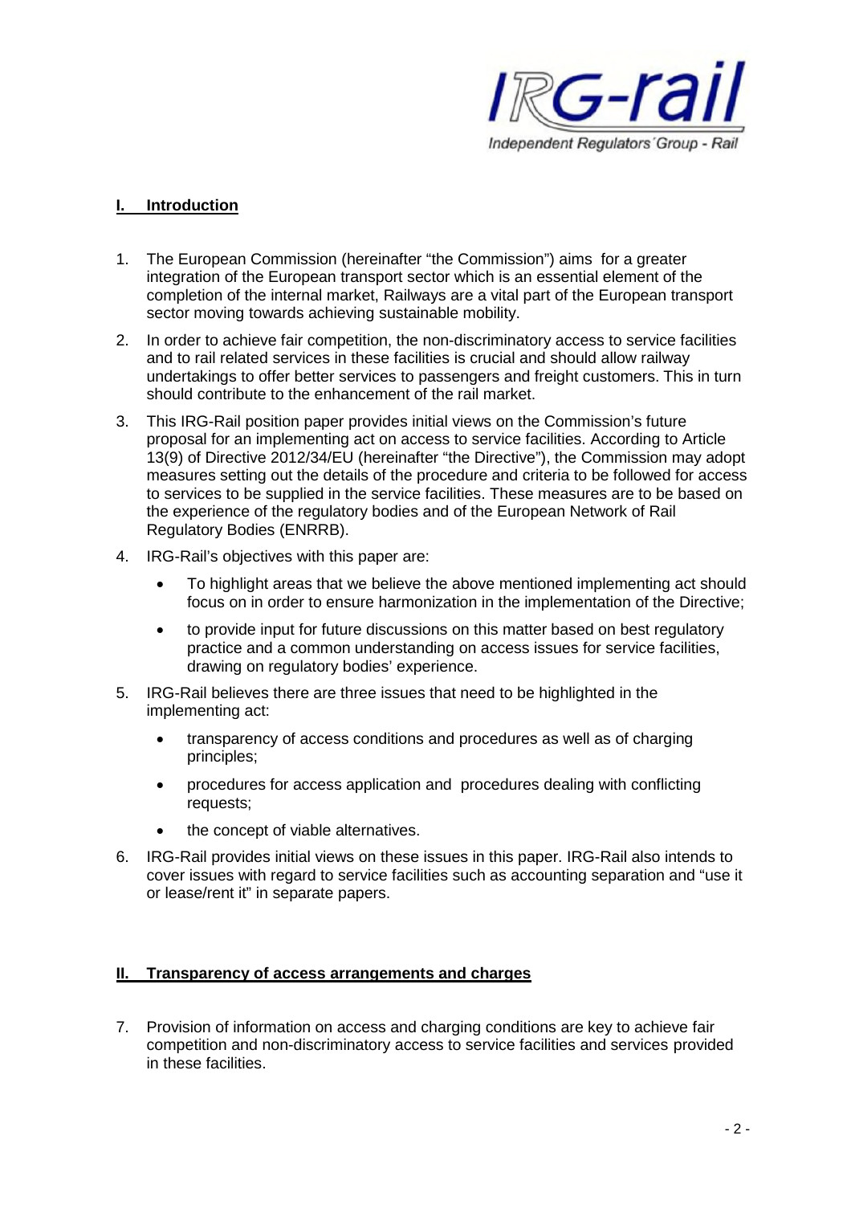## I. Introduction

1. The European Commission (hereinafter "the Commission") aims for a greater integration of the European transport sector which is an essential element of the completion of the internal market, Railways are a vital part of the European transport sector moving towards achieving sustainable mobility.
2. In order to achieve fair competition, the non-discriminatory access to service facilities and to rail related services in these facilities is crucial and should allow railway undertakings to offer better services to passengers and freight customers. This in turn should contribute to the enhancement of the rail market.
3. This IRG-Rail position paper provides initial views on the Commission's future proposal for an implementing act on access to service facilities. According to Article 13(9) of Directive 2012/34/EU (hereinafter "the Directive"), the Commission may adopt measures setting out the details of the procedure and criteria to be followed for access to services to be supplied in the service facilities. These measures are to be based on the experience of the regulatory bodies and of the European Network of Rail Regulatory Bodies (ENRRB).
4. IRG-Rail's objectives with this paper are:
   - To highlight areas that we believe the above mentioned implementing act should focus on in order to ensure harmonization in the implementation of the Directive;
   - to provide input for future discussions on this matter based on best regulatory practice and a common understanding on access issues for service facilities, drawing on regulatory bodies' experience.
5. IRG-Rail believes there are three issues that need to be highlighted in the implementing act:
   - transparency of access conditions and procedures as well as of charging principles;
   - procedures for access application and procedures dealing with conflicting requests;
   - the concept of viable alternatives.
6. IRG-Rail provides initial views on these issues in this paper. IRG-Rail also intends to cover issues with regard to service facilities such as accounting separation and "use it or lease/rent it" in separate papers.

## II. Transparency of access arrangements and charges

7. Provision of information on access and charging conditions are key to achieve fair competition and non-discriminatory access to service facilities and services provided in these facilities.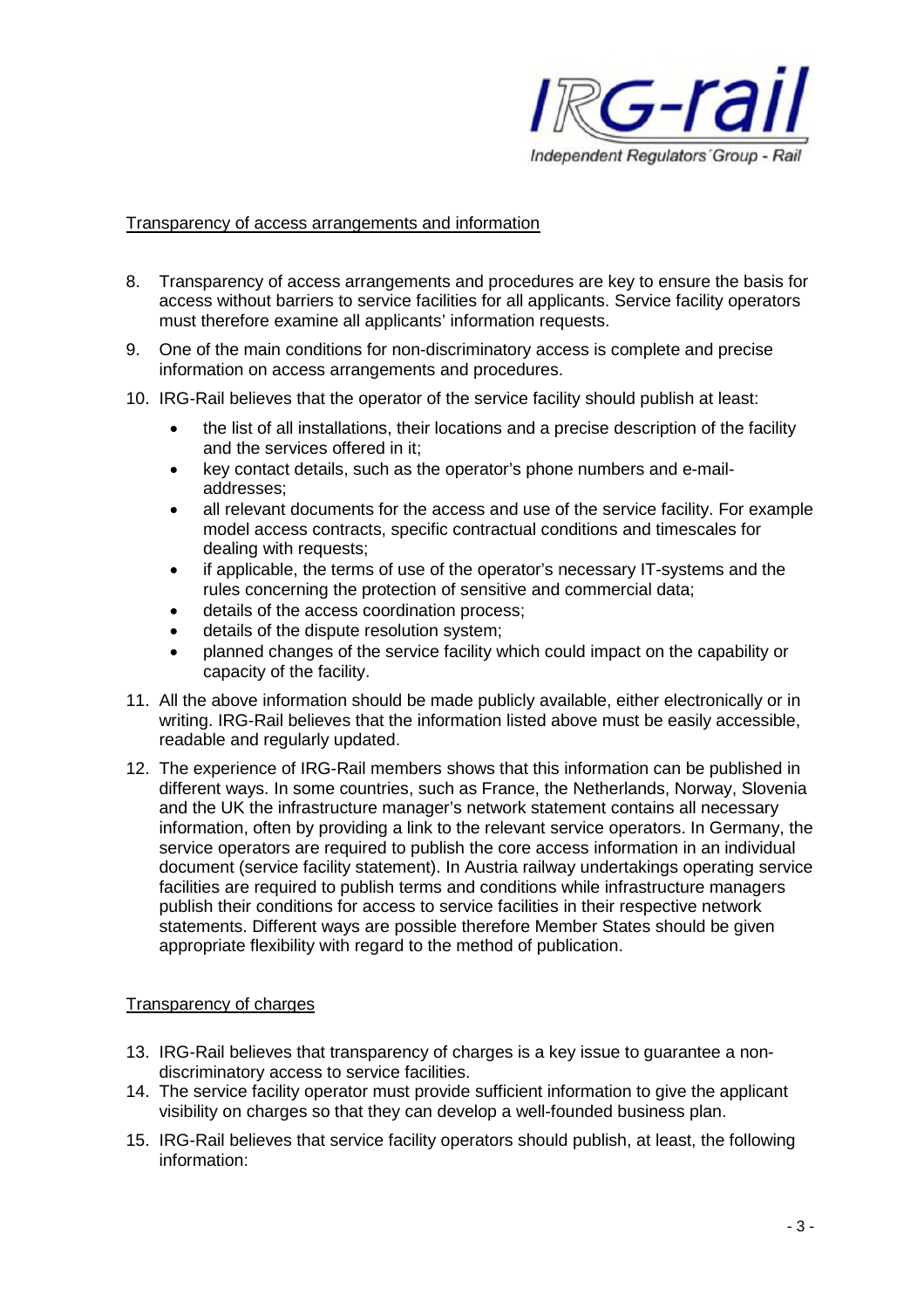Transparency of access arrangements and information

8. Transparency of access arrangements and procedures are key to ensure the basis for access without barriers to service facilities for all applicants. Service facility operators must therefore examine all applicants' information requests.
9. One of the main conditions for non-discriminatory access is complete and precise information on access arrangements and procedures.
10. IRG-Rail believes that the operator of the service facility should publish at least:
    - the list of all installations, their locations and a precise description of the facility and the services offered in it;
    - key contact details, such as the operator's phone numbers and e-mail-addresses;
    - all relevant documents for the access and use of the service facility. For example model access contracts, specific contractual conditions and timescales for dealing with requests;
    - if applicable, the terms of use of the operator's necessary IT-systems and the rules concerning the protection of sensitive and commercial data;
    - details of the access coordination process;
    - details of the dispute resolution system;
    - planned changes of the service facility which could impact on the capability or capacity of the facility.
11. All the above information should be made publicly available, either electronically or in writing. IRG-Rail believes that the information listed above must be easily accessible, readable and regularly updated.
12. The experience of IRG-Rail members shows that this information can be published in different ways. In some countries, such as France, the Netherlands, Norway, Slovenia and the UK the infrastructure manager's network statement contains all necessary information, often by providing a link to the relevant service operators. In Germany, the service operators are required to publish the core access information in an individual document (service facility statement). In Austria railway undertakings operating service facilities are required to publish terms and conditions while infrastructure managers publish their conditions for access to service facilities in their respective network statements. Different ways are possible therefore Member States should be given appropriate flexibility with regard to the method of publication.

Transparency of charges

13. IRG-Rail believes that transparency of charges is a key issue to guarantee a non-discriminatory access to service facilities.
14. The service facility operator must provide sufficient information to give the applicant visibility on charges so that they can develop a well-founded business plan.
15. IRG-Rail believes that service facility operators should publish, at least, the following information: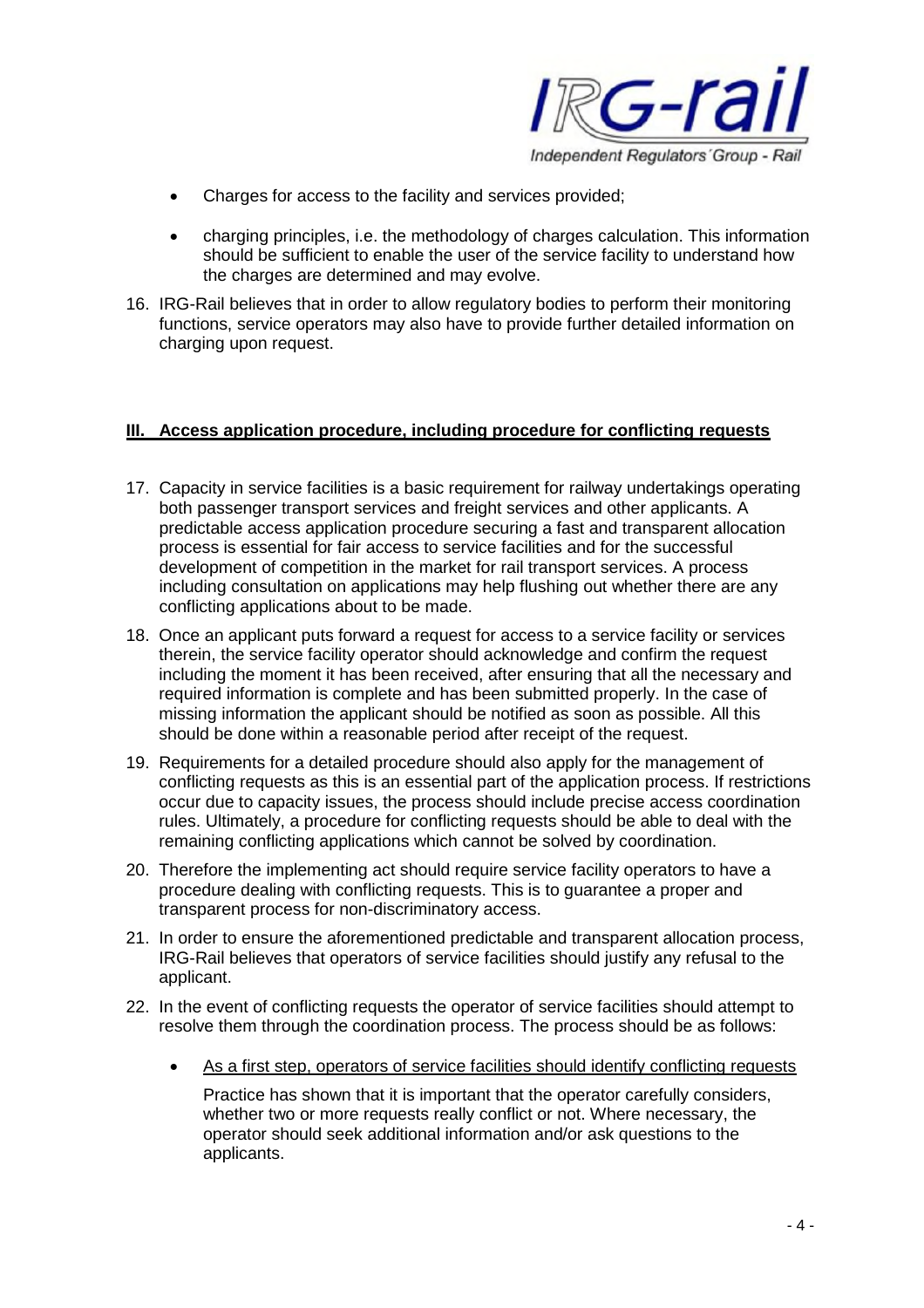- Charges for access to the facility and services provided;
- charging principles, i.e. the methodology of charges calculation. This information should be sufficient to enable the user of the service facility to understand how the charges are determined and may evolve.

16. IRG-Rail believes that in order to allow regulatory bodies to perform their monitoring functions, service operators may also have to provide further detailed information on charging upon request.

## III. Access application procedure, including procedure for conflicting requests

17. Capacity in service facilities is a basic requirement for railway undertakings operating both passenger transport services and freight services and other applicants. A predictable access application procedure securing a fast and transparent allocation process is essential for fair access to service facilities and for the successful development of competition in the market for rail transport services. A process including consultation on applications may help flushing out whether there are any conflicting applications about to be made.

18. Once an applicant puts forward a request for access to a service facility or services therein, the service facility operator should acknowledge and confirm the request including the moment it has been received, after ensuring that all the necessary and required information is complete and has been submitted properly. In the case of missing information the applicant should be notified as soon as possible. All this should be done within a reasonable period after receipt of the request.

19. Requirements for a detailed procedure should also apply for the management of conflicting requests as this is an essential part of the application process. If restrictions occur due to capacity issues, the process should include precise access coordination rules. Ultimately, a procedure for conflicting requests should be able to deal with the remaining conflicting applications which cannot be solved by coordination.

20. Therefore the implementing act should require service facility operators to have a procedure dealing with conflicting requests. This is to guarantee a proper and transparent process for non-discriminatory access.

21. In order to ensure the aforementioned predictable and transparent allocation process, IRG-Rail believes that operators of service facilities should justify any refusal to the applicant.

22. In the event of conflicting requests the operator of service facilities should attempt to resolve them through the coordination process. The process should be as follows:

    - <u>As a first step, operators of service facilities should identify conflicting requests</u>

      Practice has shown that it is important that the operator carefully considers, whether two or more requests really conflict or not. Where necessary, the operator should seek additional information and/or ask questions to the applicants.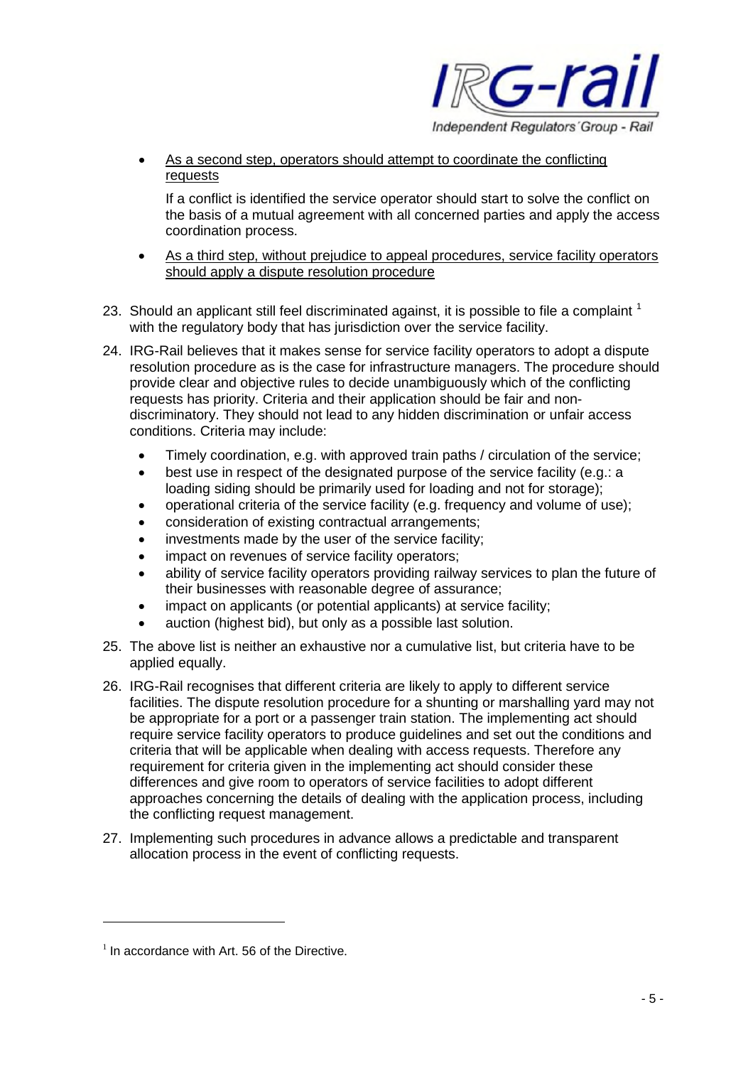- <u>As a second step, operators should attempt to coordinate the conflicting requests</u>

  If a conflict is identified the service operator should start to solve the conflict on the basis of a mutual agreement with all concerned parties and apply the access coordination process.

- <u>As a third step, without prejudice to appeal procedures, service facility operators should apply a dispute resolution procedure</u>

23. Should an applicant still feel discriminated against, it is possible to file a complaint [1] with the regulatory body that has jurisdiction over the service facility.

24. IRG-Rail believes that it makes sense for service facility operators to adopt a dispute resolution procedure as is the case for infrastructure managers. The procedure should provide clear and objective rules to decide unambiguously which of the conflicting requests has priority. Criteria and their application should be fair and non-discriminatory. They should not lead to any hidden discrimination or unfair access conditions. Criteria may include:

    - Timely coordination, e.g. with approved train paths / circulation of the service;
    - best use in respect of the designated purpose of the service facility (e.g.: a loading siding should be primarily used for loading and not for storage);
    - operational criteria of the service facility (e.g. frequency and volume of use);
    - consideration of existing contractual arrangements;
    - investments made by the user of the service facility;
    - impact on revenues of service facility operators;
    - ability of service facility operators providing railway services to plan the future of their businesses with reasonable degree of assurance;
    - impact on applicants (or potential applicants) at service facility;
    - auction (highest bid), but only as a possible last solution.

25. The above list is neither an exhaustive nor a cumulative list, but criteria have to be applied equally.

26. IRG-Rail recognises that different criteria are likely to apply to different service facilities. The dispute resolution procedure for a shunting or marshalling yard may not be appropriate for a port or a passenger train station. The implementing act should require service facility operators to produce guidelines and set out the conditions and criteria that will be applicable when dealing with access requests. Therefore any requirement for criteria given in the implementing act should consider these differences and give room to operators of service facilities to adopt different approaches concerning the details of dealing with the application process, including the conflicting request management.

27. Implementing such procedures in advance allows a predictable and transparent allocation process in the event of conflicting requests.

---

[1] In accordance with Art. 56 of the Directive.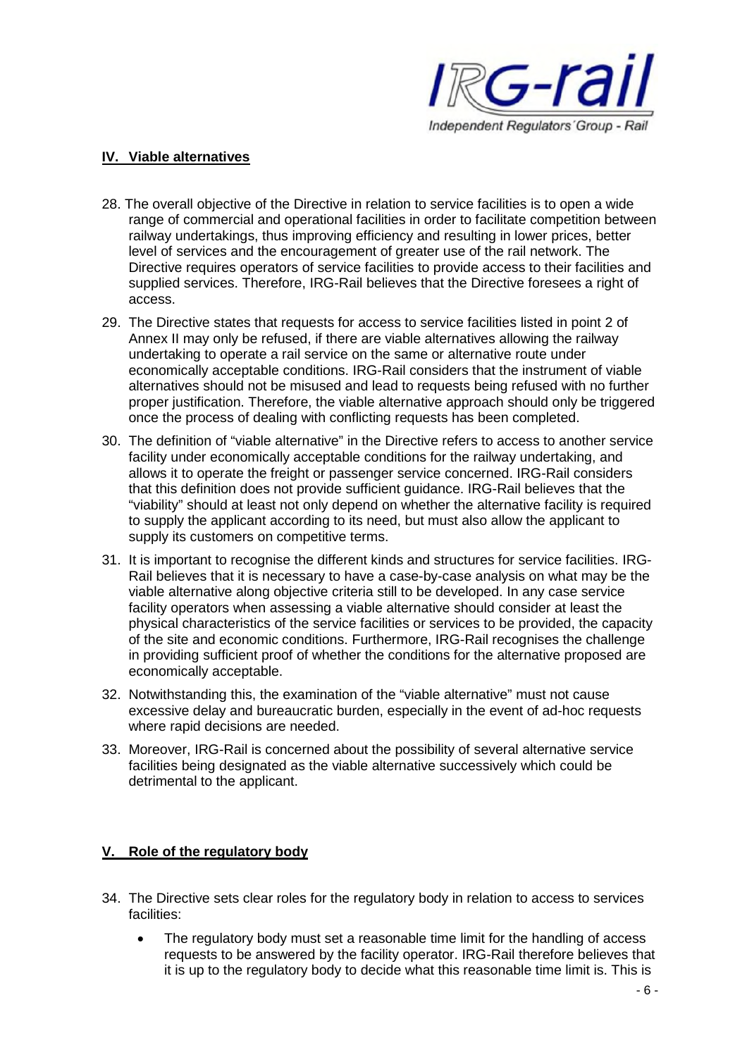## IV. Viable alternatives

28. The overall objective of the Directive in relation to service facilities is to open a wide range of commercial and operational facilities in order to facilitate competition between railway undertakings, thus improving efficiency and resulting in lower prices, better level of services and the encouragement of greater use of the rail network. The Directive requires operators of service facilities to provide access to their facilities and supplied services. Therefore, IRG-Rail believes that the Directive foresees a right of access.

29. The Directive states that requests for access to service facilities listed in point 2 of Annex II may only be refused, if there are viable alternatives allowing the railway undertaking to operate a rail service on the same or alternative route under economically acceptable conditions. IRG-Rail considers that the instrument of viable alternatives should not be misused and lead to requests being refused with no further proper justification. Therefore, the viable alternative approach should only be triggered once the process of dealing with conflicting requests has been completed.

30. The definition of "viable alternative" in the Directive refers to access to another service facility under economically acceptable conditions for the railway undertaking, and allows it to operate the freight or passenger service concerned. IRG-Rail considers that this definition does not provide sufficient guidance. IRG-Rail believes that the "viability" should at least not only depend on whether the alternative facility is required to supply the applicant according to its need, but must also allow the applicant to supply its customers on competitive terms.

31. It is important to recognise the different kinds and structures for service facilities. IRG-Rail believes that it is necessary to have a case-by-case analysis on what may be the viable alternative along objective criteria still to be developed. In any case service facility operators when assessing a viable alternative should consider at least the physical characteristics of the service facilities or services to be provided, the capacity of the site and economic conditions. Furthermore, IRG-Rail recognises the challenge in providing sufficient proof of whether the conditions for the alternative proposed are economically acceptable.

32. Notwithstanding this, the examination of the "viable alternative" must not cause excessive delay and bureaucratic burden, especially in the event of ad-hoc requests where rapid decisions are needed.

33. Moreover, IRG-Rail is concerned about the possibility of several alternative service facilities being designated as the viable alternative successively which could be detrimental to the applicant.

## V. Role of the regulatory body

34. The Directive sets clear roles for the regulatory body in relation to access to services facilities:

    - The regulatory body must set a reasonable time limit for the handling of access requests to be answered by the facility operator. IRG-Rail therefore believes that it is up to the regulatory body to decide what this reasonable time limit is. This is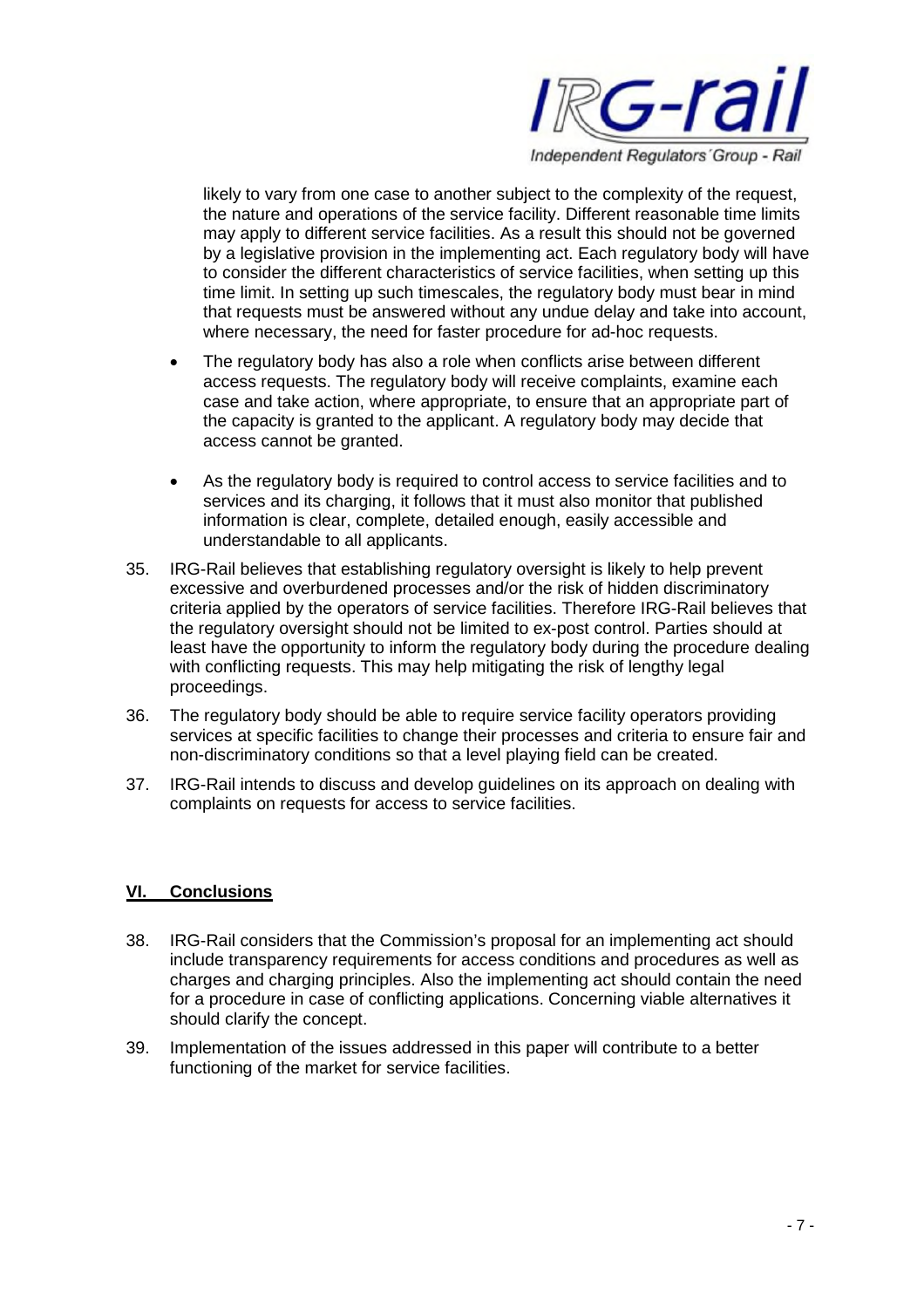likely to vary from one case to another subject to the complexity of the request, the nature and operations of the service facility. Different reasonable time limits may apply to different service facilities. As a result this should not be governed by a legislative provision in the implementing act. Each regulatory body will have to consider the different characteristics of service facilities, when setting up this time limit. In setting up such timescales, the regulatory body must bear in mind that requests must be answered without any undue delay and take into account, where necessary, the need for faster procedure for ad-hoc requests.

- The regulatory body has also a role when conflicts arise between different access requests. The regulatory body will receive complaints, examine each case and take action, where appropriate, to ensure that an appropriate part of the capacity is granted to the applicant. A regulatory body may decide that access cannot be granted.
- As the regulatory body is required to control access to service facilities and to services and its charging, it follows that it must also monitor that published information is clear, complete, detailed enough, easily accessible and understandable to all applicants.

35. IRG-Rail believes that establishing regulatory oversight is likely to help prevent excessive and overburdened processes and/or the risk of hidden discriminatory criteria applied by the operators of service facilities. Therefore IRG-Rail believes that the regulatory oversight should not be limited to ex-post control. Parties should at least have the opportunity to inform the regulatory body during the procedure dealing with conflicting requests. This may help mitigating the risk of lengthy legal proceedings.
36. The regulatory body should be able to require service facility operators providing services at specific facilities to change their processes and criteria to ensure fair and non-discriminatory conditions so that a level playing field can be created.
37. IRG-Rail intends to discuss and develop guidelines on its approach on dealing with complaints on requests for access to service facilities.

## VI. Conclusions

38. IRG-Rail considers that the Commission's proposal for an implementing act should include transparency requirements for access conditions and procedures as well as charges and charging principles. Also the implementing act should contain the need for a procedure in case of conflicting applications. Concerning viable alternatives it should clarify the concept.
39. Implementation of the issues addressed in this paper will contribute to a better functioning of the market for service facilities.